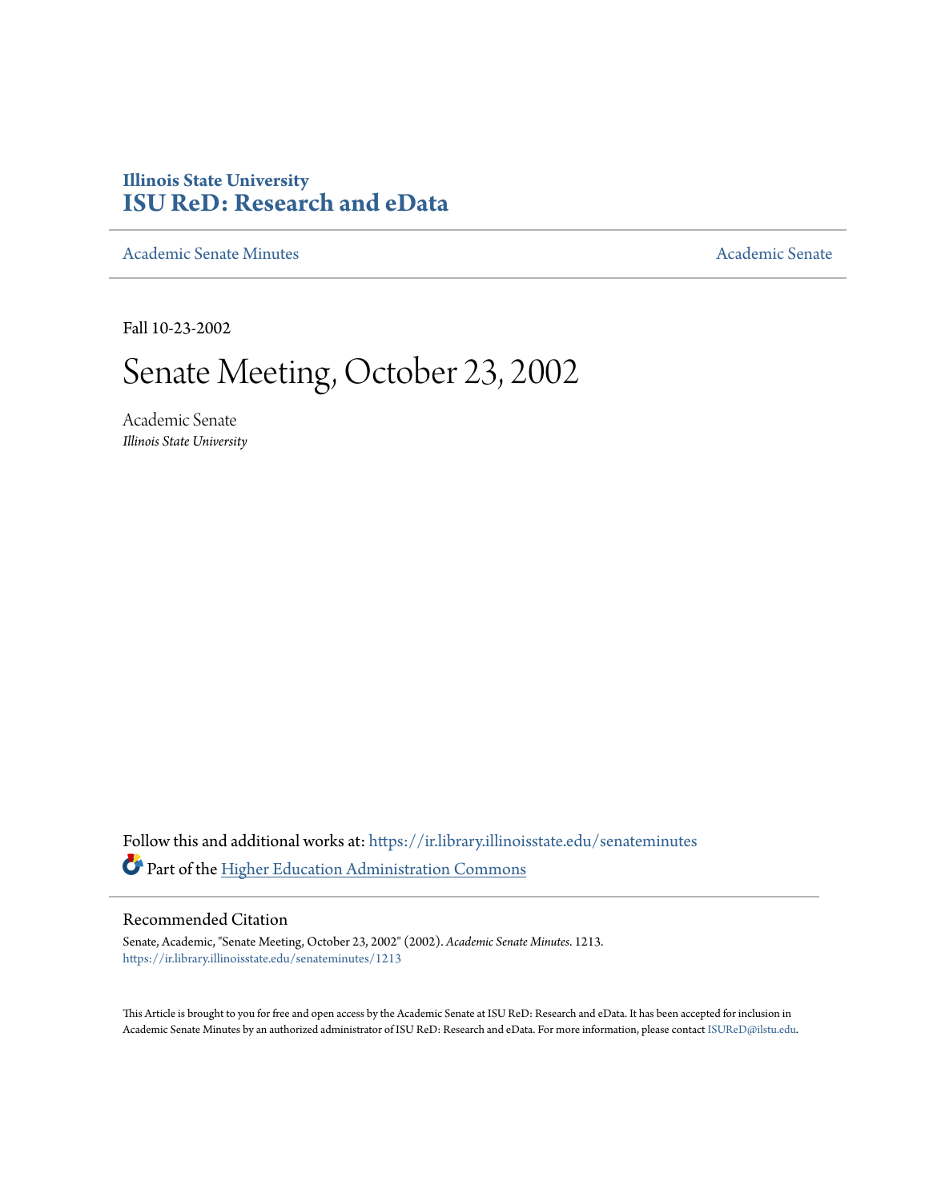Illinois State University

# ISU ReD: Research and eData

Academic Senate Minutes

Academic Senate

Fall 10-23-2002

# Senate Meeting, October 23, 2002

Academic Senate

*Illinois State University*

Follow this and additional works at: https://ir.library.illinoisstate.edu/senateminutes

Part of the Higher Education Administration Commons

## Recommended Citation

Senate, Academic, "Senate Meeting, October 23, 2002" (2002). *Academic Senate Minutes*. 1213.
https://ir.library.illinoisstate.edu/senateminutes/1213

This Article is brought to you for free and open access by the Academic Senate at ISU ReD: Research and eData. It has been accepted for inclusion in Academic Senate Minutes by an authorized administrator of ISU ReD: Research and eData. For more information, please contact ISUReD@ilstu.edu.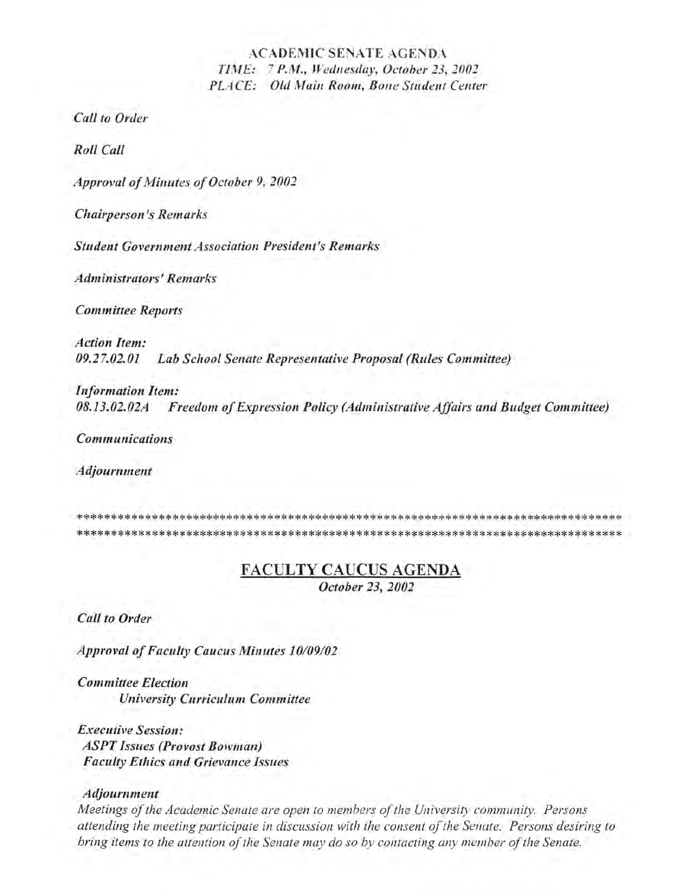# ACADEMIC SENATE AGENDA

*TIME: 7 P.M., Wednesday, October 23, 2002*
*PLACE: Old Main Room, Bone Student Center*

*Call to Order*

*Roll Call*

*Approval of Minutes of October 9, 2002*

*Chairperson's Remarks*

*Student Government Association President's Remarks*

*Administrators' Remarks*

*Committee Reports*

*Action Item:*
*09.27.02.01 Lab School Senate Representative Proposal (Rules Committee)*

*Information Item:*
*08.13.02.02A Freedom of Expression Policy (Administrative Affairs and Budget Committee)*

*Communications*

*Adjournment*

************************************************************************************
************************************************************************************

## FACULTY CAUCUS AGENDA

*October 23, 2002*

*Call to Order*

*Approval of Faculty Caucus Minutes 10/09/02*

*Committee Election*
*University Curriculum Committee*

*Executive Session:*
*ASPT Issues (Provost Bowman)*
*Faculty Ethics and Grievance Issues*

*Adjournment*

*Meetings of the Academic Senate are open to members of the University community. Persons attending the meeting participate in discussion with the consent of the Senate. Persons desiring to bring items to the attention of the Senate may do so by contacting any member of the Senate.*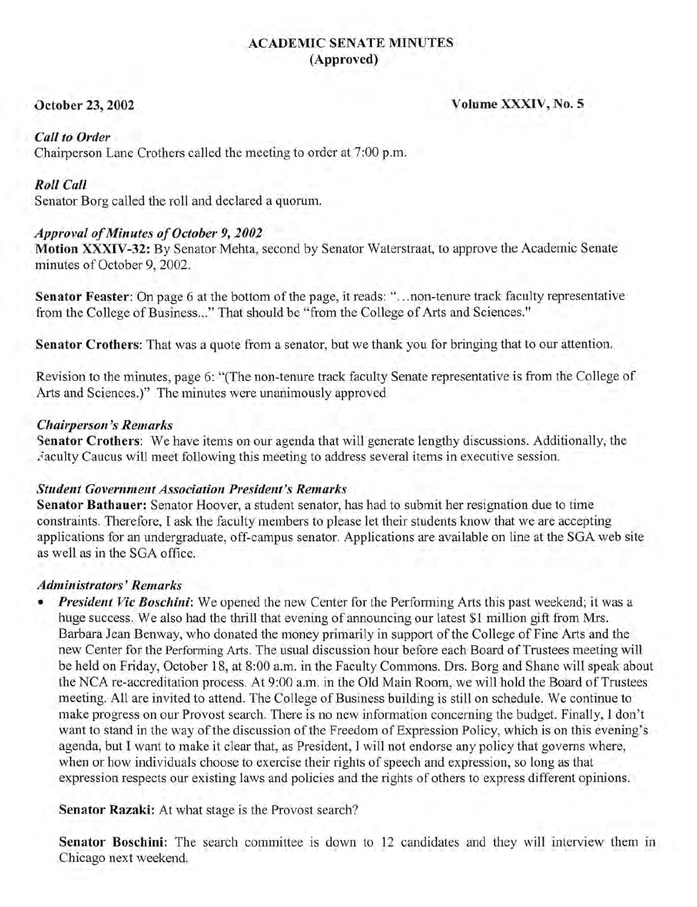# ACADEMIC SENATE MINUTES
## (Approved)

**October 23, 2002** **Volume XXXIV, No. 5**

### *Call to Order*

Chairperson Lane Crothers called the meeting to order at 7:00 p.m.

### *Roll Call*

Senator Borg called the roll and declared a quorum.

### *Approval of Minutes of October 9, 2002*

**Motion XXXIV-32:** By Senator Mehta, second by Senator Waterstraat, to approve the Academic Senate minutes of October 9, 2002.

**Senator Feaster**: On page 6 at the bottom of the page, it reads: "...non-tenure track faculty representative from the College of Business..." That should be "from the College of Arts and Sciences."

**Senator Crothers**: That was a quote from a senator, but we thank you for bringing that to our attention.

Revision to the minutes, page 6: "(The non-tenure track faculty Senate representative is from the College of Arts and Sciences.)" The minutes were unanimously approved

### *Chairperson's Remarks*

**Senator Crothers**: We have items on our agenda that will generate lengthy discussions. Additionally, the Faculty Caucus will meet following this meeting to address several items in executive session.

### *Student Government Association President's Remarks*

**Senator Bathauer:** Senator Hoover, a student senator, has had to submit her resignation due to time constraints. Therefore, I ask the faculty members to please let their students know that we are accepting applications for an undergraduate, off-campus senator. Applications are available on line at the SGA web site as well as in the SGA office.

### *Administrators' Remarks*

- ***President Vic Boschini***: We opened the new Center for the Performing Arts this past weekend; it was a huge success. We also had the thrill that evening of announcing our latest $1 million gift from Mrs. Barbara Jean Benway, who donated the money primarily in support of the College of Fine Arts and the new Center for the Performing Arts. The usual discussion hour before each Board of Trustees meeting will be held on Friday, October 18, at 8:00 a.m. in the Faculty Commons. Drs. Borg and Shane will speak about the NCA re-accreditation process. At 9:00 a.m. in the Old Main Room, we will hold the Board of Trustees meeting. All are invited to attend. The College of Business building is still on schedule. We continue to make progress on our Provost search. There is no new information concerning the budget. Finally, I don't want to stand in the way of the discussion of the Freedom of Expression Policy, which is on this evening's agenda, but I want to make it clear that, as President, I will not endorse any policy that governs where, when or how individuals choose to exercise their rights of speech and expression, so long as that expression respects our existing laws and policies and the rights of others to express different opinions.

  **Senator Razaki:** At what stage is the Provost search?

  **Senator Boschini:** The search committee is down to 12 candidates and they will interview them in Chicago next weekend.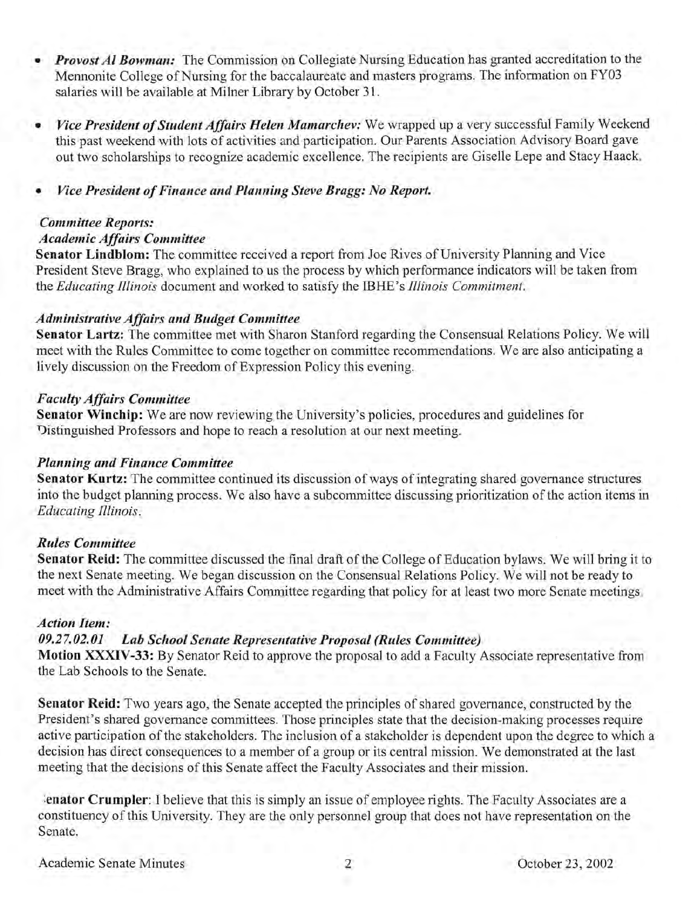- ***Provost Al Bowman:*** The Commission on Collegiate Nursing Education has granted accreditation to the Mennonite College of Nursing for the baccalaureate and masters programs. The information on FY03 salaries will be available at Milner Library by October 31.

- ***Vice President of Student Affairs Helen Mamarchev:*** We wrapped up a very successful Family Weekend this past weekend with lots of activities and participation. Our Parents Association Advisory Board gave out two scholarships to recognize academic excellence. The recipients are Giselle Lepe and Stacy Haack.

- ***Vice President of Finance and Planning Steve Bragg: No Report.***

***Committee Reports:***

***Academic Affairs Committee***

**Senator Lindblom:** The committee received a report from Joe Rives of University Planning and Vice President Steve Bragg, who explained to us the process by which performance indicators will be taken from the *Educating Illinois* document and worked to satisfy the IBHE's *Illinois Commitment*.

***Administrative Affairs and Budget Committee***

**Senator Lartz:** The committee met with Sharon Stanford regarding the Consensual Relations Policy. We will meet with the Rules Committee to come together on committee recommendations. We are also anticipating a lively discussion on the Freedom of Expression Policy this evening.

***Faculty Affairs Committee***

**Senator Winchip:** We are now reviewing the University's policies, procedures and guidelines for Distinguished Professors and hope to reach a resolution at our next meeting.

***Planning and Finance Committee***

**Senator Kurtz:** The committee continued its discussion of ways of integrating shared governance structures into the budget planning process. We also have a subcommittee discussing prioritization of the action items in *Educating Illinois*.

***Rules Committee***

**Senator Reid:** The committee discussed the final draft of the College of Education bylaws. We will bring it to the next Senate meeting. We began discussion on the Consensual Relations Policy. We will not be ready to meet with the Administrative Affairs Committee regarding that policy for at least two more Senate meetings.

***Action Item:***

***09.27.02.01 Lab School Senate Representative Proposal (Rules Committee)***

**Motion XXXIV-33:** By Senator Reid to approve the proposal to add a Faculty Associate representative from the Lab Schools to the Senate.

**Senator Reid:** Two years ago, the Senate accepted the principles of shared governance, constructed by the President's shared governance committees. Those principles state that the decision-making processes require active participation of the stakeholders. The inclusion of a stakeholder is dependent upon the degree to which a decision has direct consequences to a member of a group or its central mission. We demonstrated at the last meeting that the decisions of this Senate affect the Faculty Associates and their mission.

**Senator Crumpler**: I believe that this is simply an issue of employee rights. The Faculty Associates are a constituency of this University. They are the only personnel group that does not have representation on the Senate.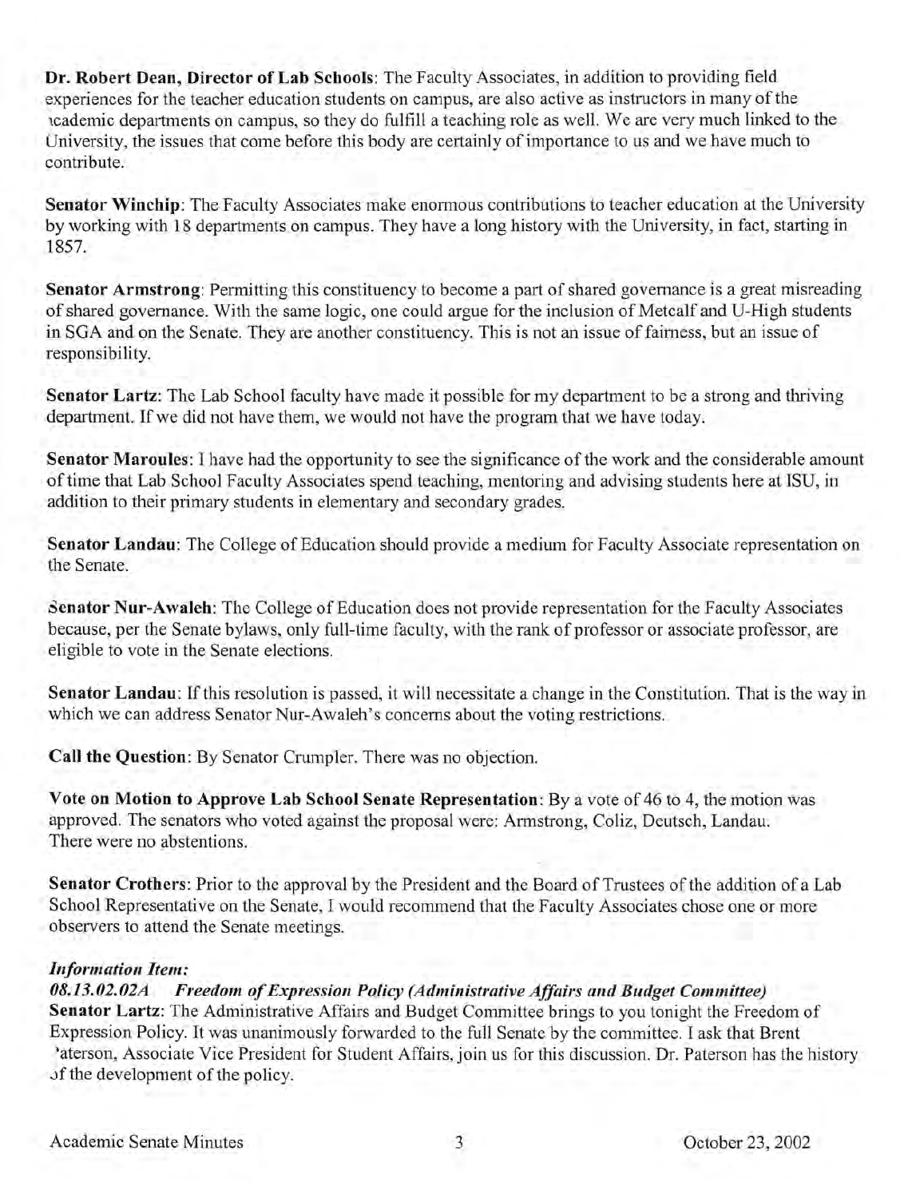**Dr. Robert Dean, Director of Lab Schools**: The Faculty Associates, in addition to providing field experiences for the teacher education students on campus, are also active as instructors in many of the academic departments on campus, so they do fulfill a teaching role as well. We are very much linked to the University, the issues that come before this body are certainly of importance to us and we have much to contribute.

**Senator Winchip**: The Faculty Associates make enormous contributions to teacher education at the University by working with 18 departments on campus. They have a long history with the University, in fact, starting in 1857.

**Senator Armstrong**: Permitting this constituency to become a part of shared governance is a great misreading of shared governance. With the same logic, one could argue for the inclusion of Metcalf and U-High students in SGA and on the Senate. They are another constituency. This is not an issue of fairness, but an issue of responsibility.

**Senator Lartz**: The Lab School faculty have made it possible for my department to be a strong and thriving department. If we did not have them, we would not have the program that we have today.

**Senator Maroules**: I have had the opportunity to see the significance of the work and the considerable amount of time that Lab School Faculty Associates spend teaching, mentoring and advising students here at ISU, in addition to their primary students in elementary and secondary grades.

**Senator Landau**: The College of Education should provide a medium for Faculty Associate representation on the Senate.

**Senator Nur-Awaleh**: The College of Education does not provide representation for the Faculty Associates because, per the Senate bylaws, only full-time faculty, with the rank of professor or associate professor, are eligible to vote in the Senate elections.

**Senator Landau**: If this resolution is passed, it will necessitate a change in the Constitution. That is the way in which we can address Senator Nur-Awaleh's concerns about the voting restrictions.

**Call the Question**: By Senator Crumpler. There was no objection.

**Vote on Motion to Approve Lab School Senate Representation**: By a vote of 46 to 4, the motion was approved. The senators who voted against the proposal were: Armstrong, Coliz, Deutsch, Landau. There were no abstentions.

**Senator Crothers**: Prior to the approval by the President and the Board of Trustees of the addition of a Lab School Representative on the Senate, I would recommend that the Faculty Associates chose one or more observers to attend the Senate meetings.

***Information Item:***

***08.13.02.02A Freedom of Expression Policy (Administrative Affairs and Budget Committee)***

**Senator Lartz**: The Administrative Affairs and Budget Committee brings to you tonight the Freedom of Expression Policy. It was unanimously forwarded to the full Senate by the committee. I ask that Brent Paterson, Associate Vice President for Student Affairs, join us for this discussion. Dr. Paterson has the history of the development of the policy.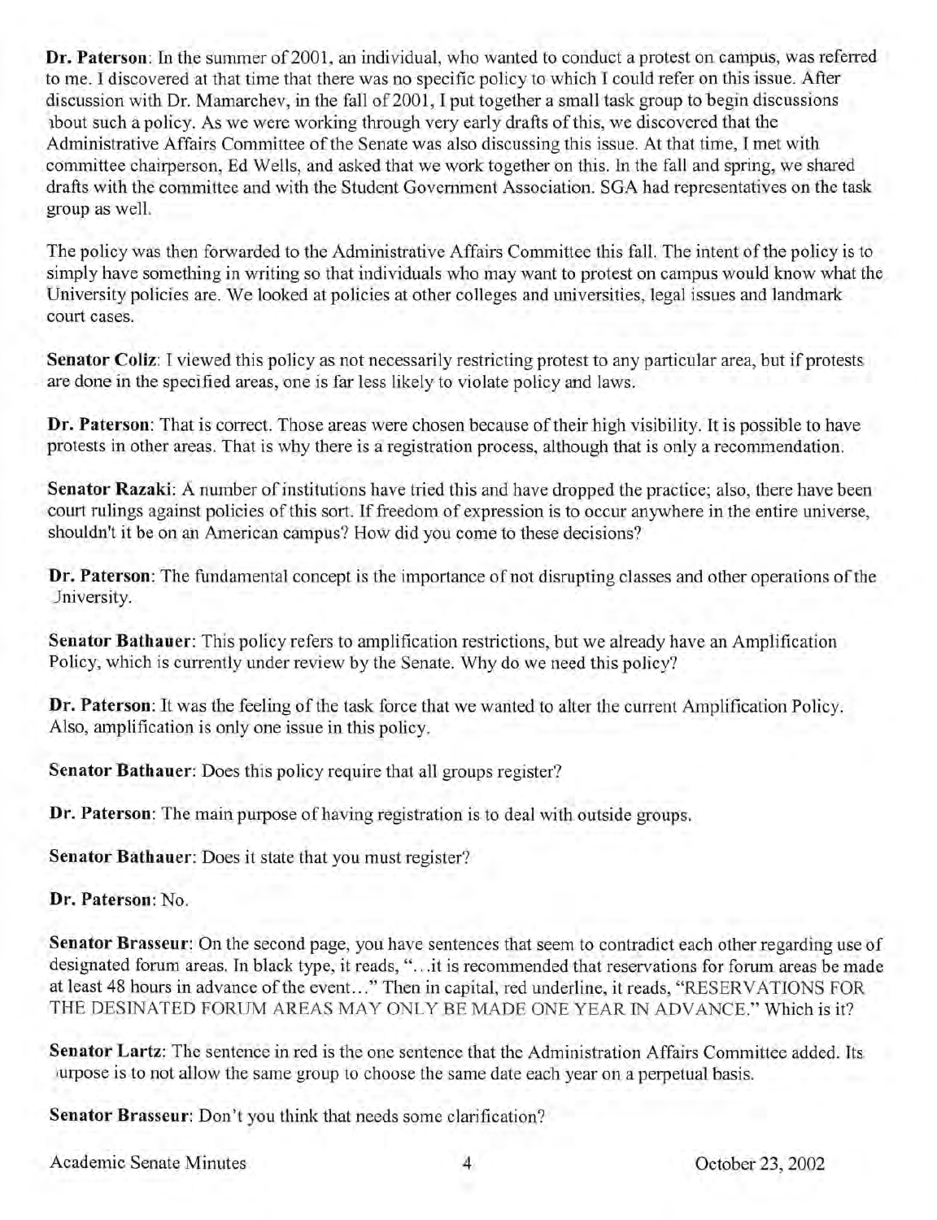**Dr. Paterson**: In the summer of 2001, an individual, who wanted to conduct a protest on campus, was referred to me. I discovered at that time that there was no specific policy to which I could refer on this issue. After discussion with Dr. Mamarchev, in the fall of 2001, I put together a small task group to begin discussions about such a policy. As we were working through very early drafts of this, we discovered that the Administrative Affairs Committee of the Senate was also discussing this issue. At that time, I met with committee chairperson, Ed Wells, and asked that we work together on this. In the fall and spring, we shared drafts with the committee and with the Student Government Association. SGA had representatives on the task group as well.

The policy was then forwarded to the Administrative Affairs Committee this fall. The intent of the policy is to simply have something in writing so that individuals who may want to protest on campus would know what the University policies are. We looked at policies at other colleges and universities, legal issues and landmark court cases.

**Senator Coliz**: I viewed this policy as not necessarily restricting protest to any particular area, but if protests are done in the specified areas, one is far less likely to violate policy and laws.

**Dr. Paterson**: That is correct. Those areas were chosen because of their high visibility. It is possible to have protests in other areas. That is why there is a registration process, although that is only a recommendation.

**Senator Razaki**: A number of institutions have tried this and have dropped the practice; also, there have been court rulings against policies of this sort. If freedom of expression is to occur anywhere in the entire universe, shouldn't it be on an American campus? How did you come to these decisions?

**Dr. Paterson**: The fundamental concept is the importance of not disrupting classes and other operations of the University.

**Senator Bathauer**: This policy refers to amplification restrictions, but we already have an Amplification Policy, which is currently under review by the Senate. Why do we need this policy?

**Dr. Paterson**: It was the feeling of the task force that we wanted to alter the current Amplification Policy. Also, amplification is only one issue in this policy.

**Senator Bathauer**: Does this policy require that all groups register?

**Dr. Paterson**: The main purpose of having registration is to deal with outside groups.

**Senator Bathauer**: Does it state that you must register?

**Dr. Paterson**: No.

**Senator Brasseur**: On the second page, you have sentences that seem to contradict each other regarding use of designated forum areas. In black type, it reads, "…it is recommended that reservations for forum areas be made at least 48 hours in advance of the event…" Then in capital, red underline, it reads, "RESERVATIONS FOR THE DESINATED FORUM AREAS MAY ONLY BE MADE ONE YEAR IN ADVANCE." Which is it?

**Senator Lartz**: The sentence in red is the one sentence that the Administration Affairs Committee added. Its purpose is to not allow the same group to choose the same date each year on a perpetual basis.

**Senator Brasseur**: Don't you think that needs some clarification?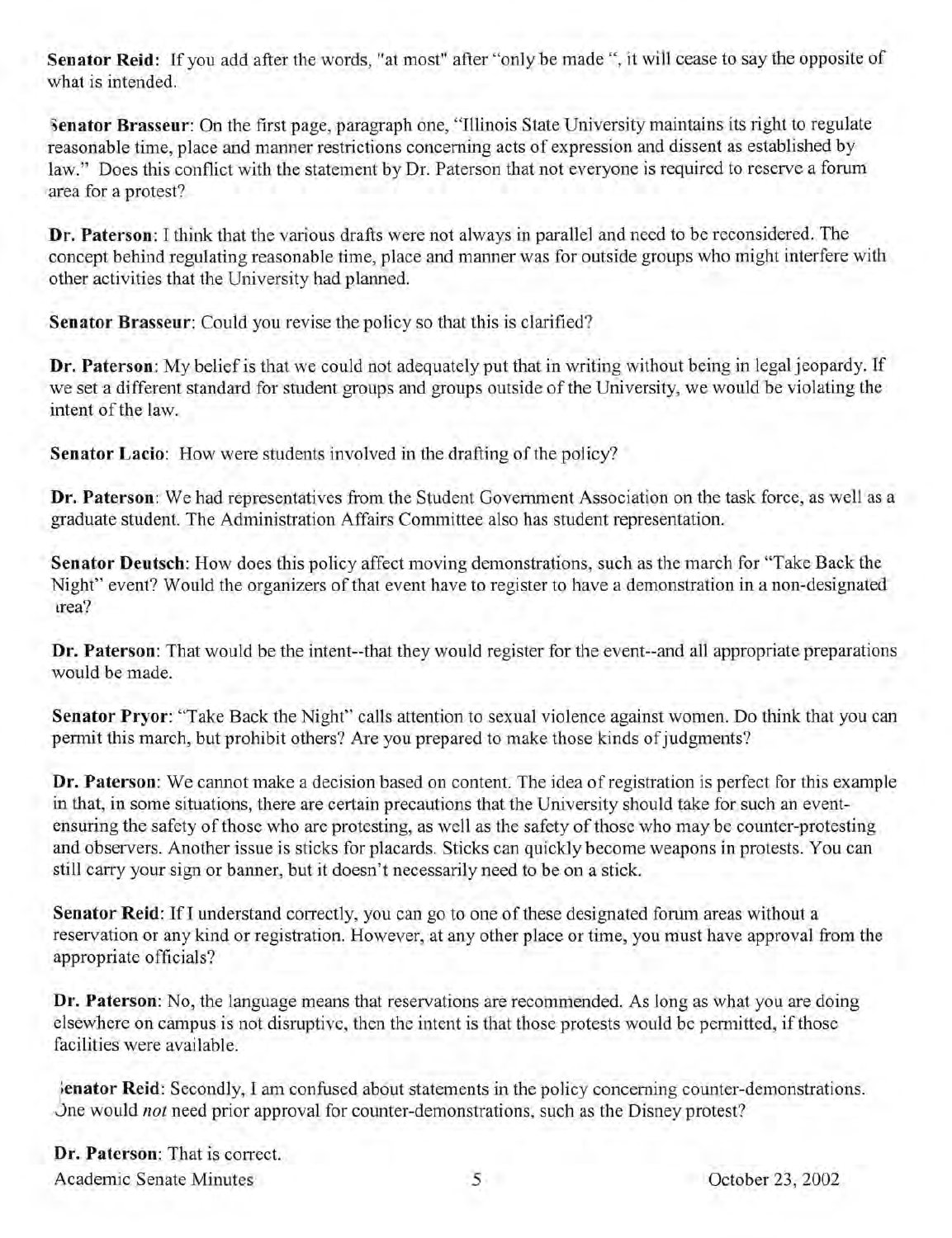**Senator Reid:** If you add after the words, "at most" after "only be made ", it will cease to say the opposite of what is intended.

**Senator Brasseur:** On the first page, paragraph one, "Illinois State University maintains its right to regulate reasonable time, place and manner restrictions concerning acts of expression and dissent as established by law." Does this conflict with the statement by Dr. Paterson that not everyone is required to reserve a forum area for a protest?

**Dr. Paterson:** I think that the various drafts were not always in parallel and need to be reconsidered. The concept behind regulating reasonable time, place and manner was for outside groups who might interfere with other activities that the University had planned.

**Senator Brasseur:** Could you revise the policy so that this is clarified?

**Dr. Paterson:** My belief is that we could not adequately put that in writing without being in legal jeopardy. If we set a different standard for student groups and groups outside of the University, we would be violating the intent of the law.

**Senator Lacio:** How were students involved in the drafting of the policy?

**Dr. Paterson:** We had representatives from the Student Government Association on the task force, as well as a graduate student. The Administration Affairs Committee also has student representation.

**Senator Deutsch:** How does this policy affect moving demonstrations, such as the march for "Take Back the Night" event? Would the organizers of that event have to register to have a demonstration in a non-designated area?

**Dr. Paterson:** That would be the intent--that they would register for the event--and all appropriate preparations would be made.

**Senator Pryor:** "Take Back the Night" calls attention to sexual violence against women. Do think that you can permit this march, but prohibit others? Are you prepared to make those kinds of judgments?

**Dr. Paterson:** We cannot make a decision based on content. The idea of registration is perfect for this example in that, in some situations, there are certain precautions that the University should take for such an event-ensuring the safety of those who are protesting, as well as the safety of those who may be counter-protesting and observers. Another issue is sticks for placards. Sticks can quickly become weapons in protests. You can still carry your sign or banner, but it doesn't necessarily need to be on a stick.

**Senator Reid:** If I understand correctly, you can go to one of these designated forum areas without a reservation or any kind or registration. However, at any other place or time, you must have approval from the appropriate officials?

**Dr. Paterson:** No, the language means that reservations are recommended. As long as what you are doing elsewhere on campus is not disruptive, then the intent is that those protests would be permitted, if those facilities were available.

**Senator Reid:** Secondly, I am confused about statements in the policy concerning counter-demonstrations. One would *not* need prior approval for counter-demonstrations, such as the Disney protest?

**Dr. Paterson:** That is correct.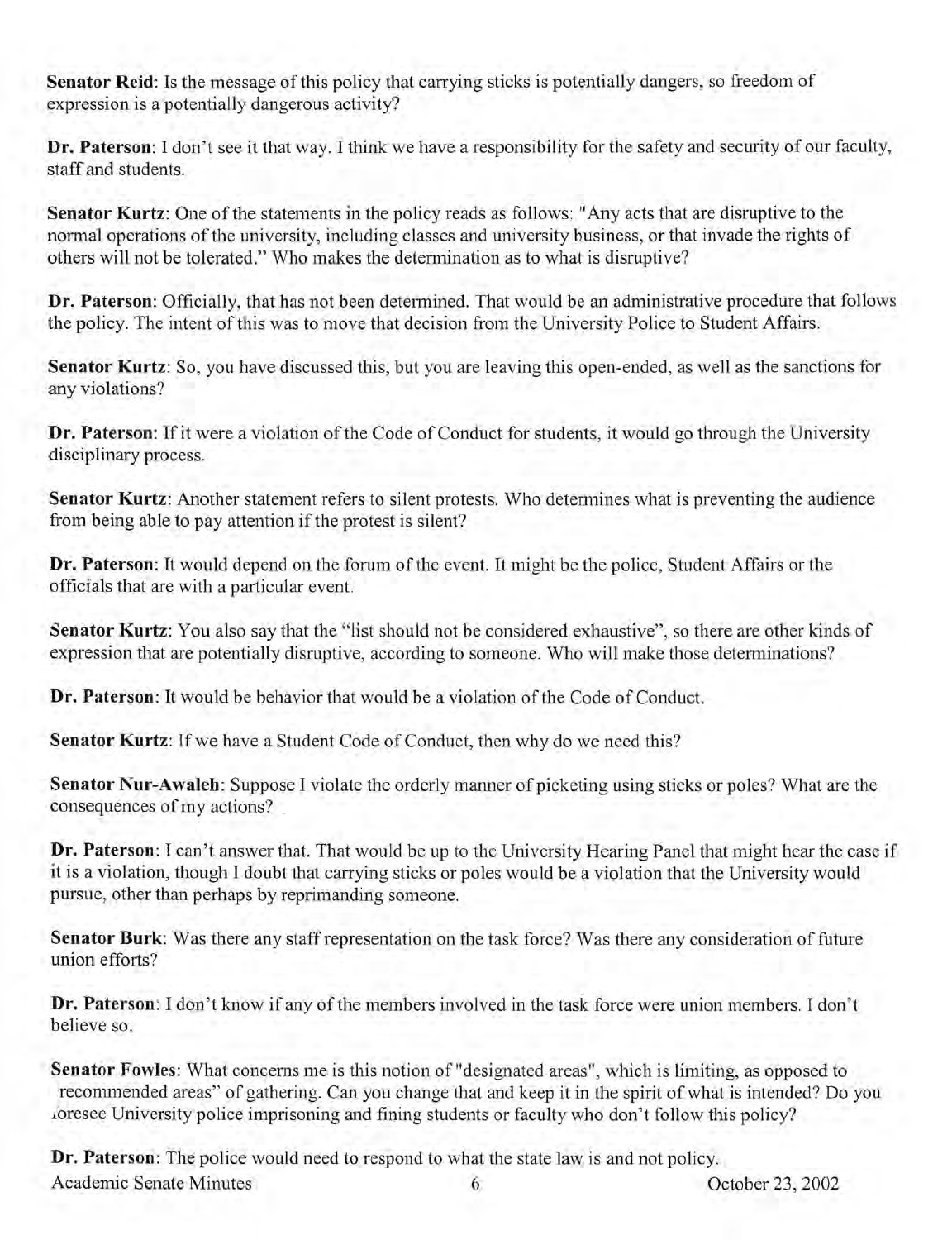**Senator Reid**: Is the message of this policy that carrying sticks is potentially dangers, so freedom of expression is a potentially dangerous activity?

**Dr. Paterson**: I don't see it that way. I think we have a responsibility for the safety and security of our faculty, staff and students.

**Senator Kurtz**: One of the statements in the policy reads as follows: "Any acts that are disruptive to the normal operations of the university, including classes and university business, or that invade the rights of others will not be tolerated." Who makes the determination as to what is disruptive?

**Dr. Paterson**: Officially, that has not been determined. That would be an administrative procedure that follows the policy. The intent of this was to move that decision from the University Police to Student Affairs.

**Senator Kurtz**: So, you have discussed this, but you are leaving this open-ended, as well as the sanctions for any violations?

**Dr. Paterson**: If it were a violation of the Code of Conduct for students, it would go through the University disciplinary process.

**Senator Kurtz**: Another statement refers to silent protests. Who determines what is preventing the audience from being able to pay attention if the protest is silent?

**Dr. Paterson**: It would depend on the forum of the event. It might be the police, Student Affairs or the officials that are with a particular event.

**Senator Kurtz**: You also say that the "list should not be considered exhaustive", so there are other kinds of expression that are potentially disruptive, according to someone. Who will make those determinations?

**Dr. Paterson**: It would be behavior that would be a violation of the Code of Conduct.

**Senator Kurtz**: If we have a Student Code of Conduct, then why do we need this?

**Senator Nur-Awaleh**: Suppose I violate the orderly manner of picketing using sticks or poles? What are the consequences of my actions?

**Dr. Paterson**: I can't answer that. That would be up to the University Hearing Panel that might hear the case if it is a violation, though I doubt that carrying sticks or poles would be a violation that the University would pursue, other than perhaps by reprimanding someone.

**Senator Burk**: Was there any staff representation on the task force? Was there any consideration of future union efforts?

**Dr. Paterson**: I don't know if any of the members involved in the task force were union members. I don't believe so.

**Senator Fowles**: What concerns me is this notion of "designated areas", which is limiting, as opposed to recommended areas" of gathering. Can you change that and keep it in the spirit of what is intended? Do you foresee University police imprisoning and fining students or faculty who don't follow this policy?

**Dr. Paterson**: The police would need to respond to what the state law is and not policy.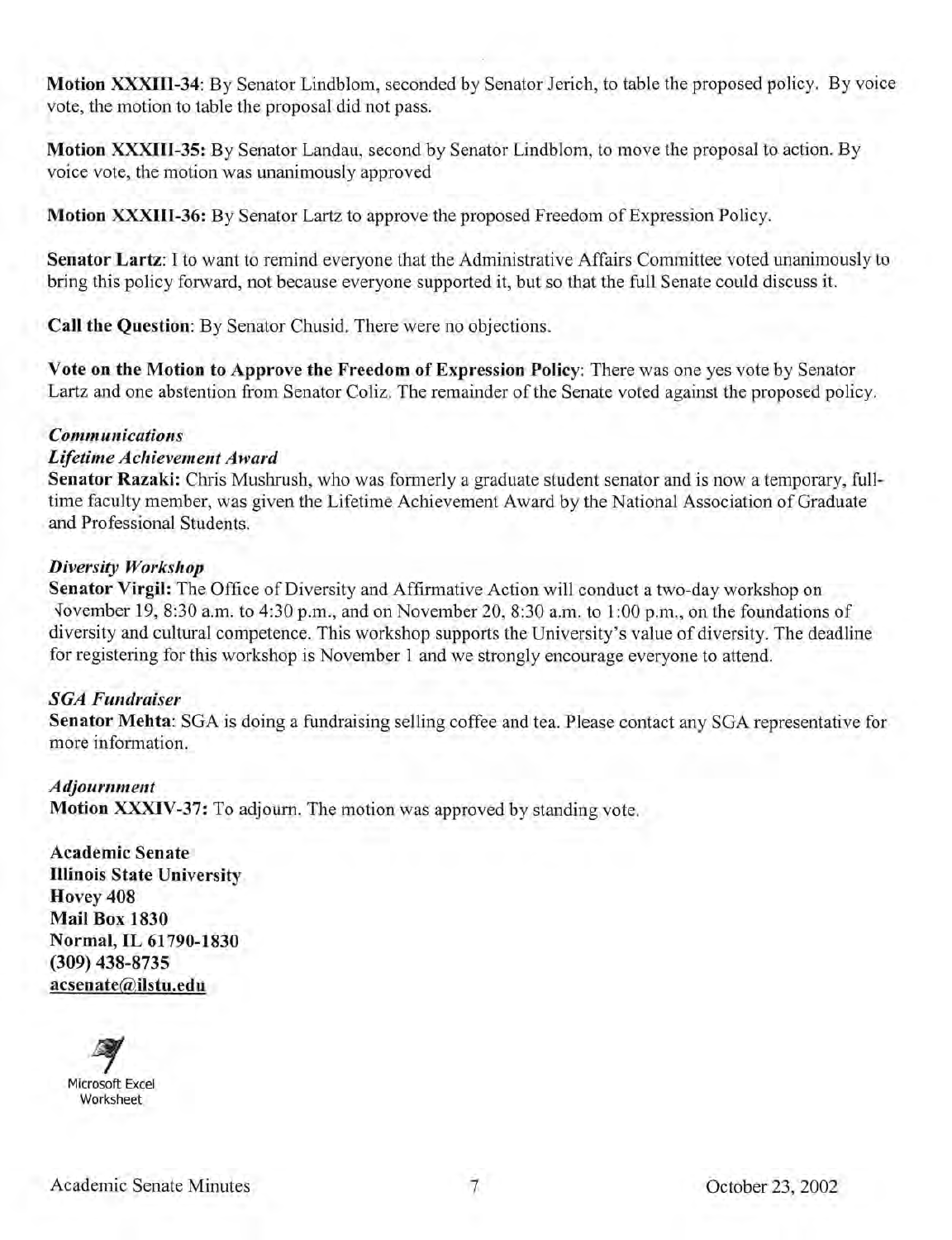**Motion XXXIII-34**: By Senator Lindblom, seconded by Senator Jerich, to table the proposed policy. By voice vote, the motion to table the proposal did not pass.

**Motion XXXIII-35:** By Senator Landau, second by Senator Lindblom, to move the proposal to action. By voice vote, the motion was unanimously approved

**Motion XXXIII-36:** By Senator Lartz to approve the proposed Freedom of Expression Policy.

**Senator Lartz**: I to want to remind everyone that the Administrative Affairs Committee voted unanimously to bring this policy forward, not because everyone supported it, but so that the full Senate could discuss it.

**Call the Question**: By Senator Chusid. There were no objections.

**Vote on the Motion to Approve the Freedom of Expression Policy**: There was one yes vote by Senator Lartz and one abstention from Senator Coliz. The remainder of the Senate voted against the proposed policy.

***Communications***

***Lifetime Achievement Award***

**Senator Razaki:** Chris Mushrush, who was formerly a graduate student senator and is now a temporary, full-time faculty member, was given the Lifetime Achievement Award by the National Association of Graduate and Professional Students.

***Diversity Workshop***

**Senator Virgil:** The Office of Diversity and Affirmative Action will conduct a two-day workshop on November 19, 8:30 a.m. to 4:30 p.m., and on November 20, 8:30 a.m. to 1:00 p.m., on the foundations of diversity and cultural competence. This workshop supports the University's value of diversity. The deadline for registering for this workshop is November 1 and we strongly encourage everyone to attend.

***SGA Fundraiser***

**Senator Mehta**: SGA is doing a fundraising selling coffee and tea. Please contact any SGA representative for more information.

***Adjournment***

**Motion XXXIV-37:** To adjourn. The motion was approved by standing vote.

**Academic Senate**
**Illinois State University**
**Hovey 408**
**Mail Box 1830**
**Normal, IL 61790-1830**
**(309) 438-8735**
**acsenate@ilstu.edu**

Microsoft Excel Worksheet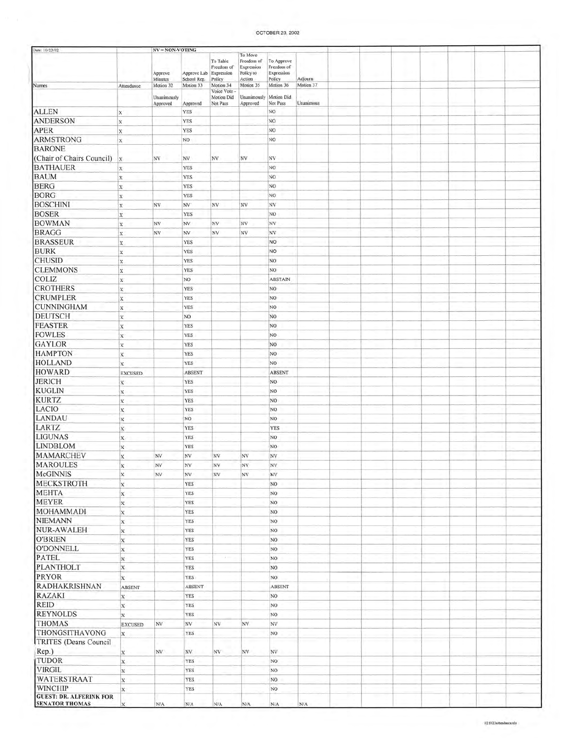OCTOBER 23, 2002

| Date: 10/23/02 | | NV = NON-VOTING | | | | | |
|---|---|---|---|---|---|---|---|
| | | Approve Minutes | Approve Lab School Rep. | To Table Freedom of Expression Policy | To Move Freedom of Expression Policy to Action | To Approve Freedom of Expression Policy | Adjourn |
| Names | Attendance | Motion 32 | Motion 33 | Motion 34 | Motion 35 | Motion 36 | Motion 37 |
| | | Unanimously Approved | Approved | Voice Vote - Motion Did Not Pass | Unanimously Approved | Motion Did Not Pass | Unanimous |
| ALLEN | X | | YES | | | NO | |
| ANDERSON | X | | YES | | | NO | |
| APER | X | | YES | | | NO | |
| ARMSTRONG | X | | NO | | | NO | |
| BARONE (Chair of Chairs Council) | X | NV | NV | NV | NV | NV | |
| BATHAUER | X | | YES | | | NO | |
| BAUM | X | | YES | | | NO | |
| BERG | X | | YES | | | NO | |
| BORG | X | | YES | | | NO | |
| BOSCHINI | X | NV | NV | NV | NV | NV | |
| BOSER | X | | YES | | | NO | |
| BOWMAN | X | NV | NV | NV | NV | NV | |
| BRAGG | X | NV | NV | NV | NV | NV | |
| BRASSEUR | X | | YES | | | NO | |
| BURK | X | | YES | | | NO | |
| CHUSID | X | | YES | | | NO | |
| CLEMMONS | X | | YES | | | NO | |
| COLIZ | X | | NO | | | ABSTAIN | |
| CROTHERS | X | | YES | | | NO | |
| CRUMPLER | X | | YES | | | NO | |
| CUNNINGHAM | X | | YES | | | NO | |
| DEUTSCH | X | | NO | | | NO | |
| FEASTER | X | | YES | | | NO | |
| FOWLES | X | | YES | | | NO | |
| GAYLOR | X | | YES | | | NO | |
| HAMPTON | X | | YES | | | NO | |
| HOLLAND | X | | YES | | | NO | |
| HOWARD | EXCUSED | | ABSENT | | | ABSENT | |
| JERICH | X | | YES | | | NO | |
| KUGLIN | X | | YES | | | NO | |
| KURTZ | X | | YES | | | NO | |
| LACIO | X | | YES | | | NO | |
| LANDAU | X | | NO | | | NO | |
| LARTZ | X | | YES | | | YES | |
| LIGUNAS | X | | YES | | | NO | |
| LINDBLOM | X | | YES | | | NO | |
| MAMARCHEV | X | NV | NV | NV | NV | NV | |
| MAROULES | X | NV | NV | NV | NV | NV | |
| McGINNIS | X | NV | NV | NV | NV | NV | |
| MECKSTROTH | X | | YES | | | NO | |
| MEHTA | X | | YES | | | NO | |
| MEYER | X | | YES | | | NO | |
| MOHAMMADI | X | | YES | | | NO | |
| NIEMANN | X | | YES | | | NO | |
| NUR-AWALEH | X | | YES | | | NO | |
| O'BRIEN | X | | YES | | | NO | |
| O'DONNELL | X | | YES | | | NO | |
| PATEL | X | | YES | | | NO | |
| PLANTHOLT | X | | YES | | | NO | |
| PRYOR | X | | YES | | | NO | |
| RADHAKRISHNAN | ABSENT | | ABSENT | | | ABSENT | |
| RAZAKI | X | | YES | | | NO | |
| REID | X | | YES | | | NO | |
| REYNOLDS | X | | YES | | | NO | |
| THOMAS | EXCUSED | NV | NV | NV | NV | NV | |
| THONGSITHAVONG | X | | YES | | | NO | |
| TRITES (Deans Council Rep.) | X | NV | NV | NV | NV | NV | |
| TUDOR | X | | YES | | | NO | |
| VIRGIL | X | | YES | | | NO | |
| WATERSTRAAT | X | | YES | | | NO | |
| WINCHIP | X | | YES | | | NO | |
| **GUEST: DR. ALFERINK FOR SENATOR THOMAS** | X | N/A | N/A | N/A | N/A | N/A | N/A |

021023attendance.xls